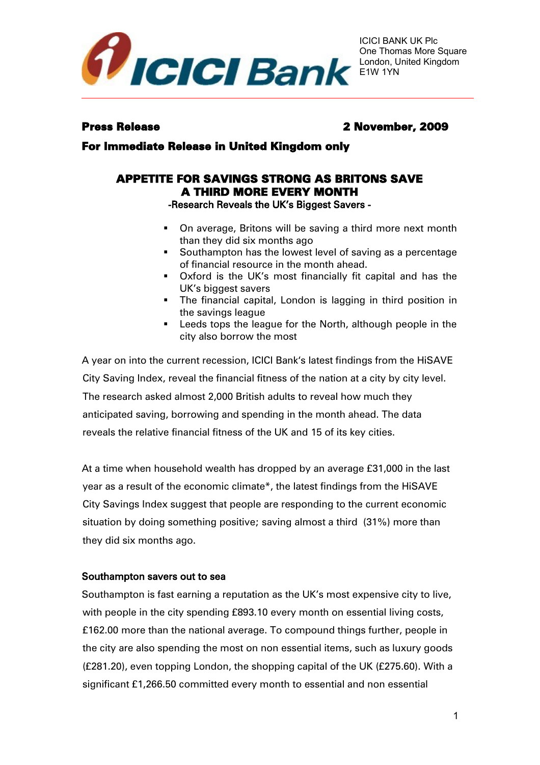ICICI BANK UK Plc
One Thomas More Square
London, United Kingdom
E1W 1YN

**Press Release** **2 November, 2009**

**For Immediate Release in United Kingdom only**

# APPETITE FOR SAVINGS STRONG AS BRITONS SAVE A THIRD MORE EVERY MONTH

-Research Reveals the UK's Biggest Savers -

- On average, Britons will be saving a third more next month than they did six months ago
- Southampton has the lowest level of saving as a percentage of financial resource in the month ahead.
- Oxford is the UK's most financially fit capital and has the UK's biggest savers
- The financial capital, London is lagging in third position in the savings league
- Leeds tops the league for the North, although people in the city also borrow the most

A year on into the current recession, ICICI Bank's latest findings from the HiSAVE City Saving Index, reveal the financial fitness of the nation at a city by city level. The research asked almost 2,000 British adults to reveal how much they anticipated saving, borrowing and spending in the month ahead. The data reveals the relative financial fitness of the UK and 15 of its key cities.

At a time when household wealth has dropped by an average £31,000 in the last year as a result of the economic climate*, the latest findings from the HiSAVE City Savings Index suggest that people are responding to the current economic situation by doing something positive; saving almost a third (31%) more than they did six months ago.

### Southampton savers out to sea

Southampton is fast earning a reputation as the UK's most expensive city to live, with people in the city spending £893.10 every month on essential living costs, £162.00 more than the national average. To compound things further, people in the city are also spending the most on non essential items, such as luxury goods (£281.20), even topping London, the shopping capital of the UK (£275.60). With a significant £1,266.50 committed every month to essential and non essential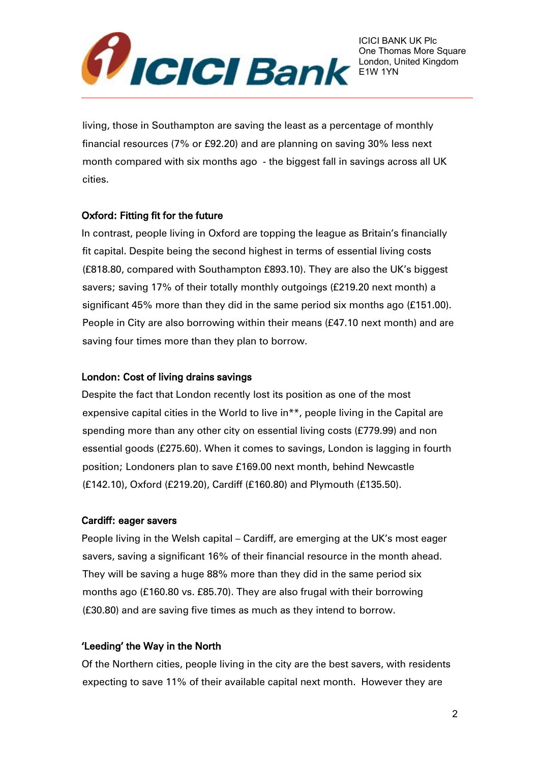living, those in Southampton are saving the least as a percentage of monthly financial resources (7% or £92.20) and are planning on saving 30% less next month compared with six months ago - the biggest fall in savings across all UK cities.

**Oxford: Fitting fit for the future**

In contrast, people living in Oxford are topping the league as Britain's financially fit capital. Despite being the second highest in terms of essential living costs (£818.80, compared with Southampton £893.10). They are also the UK's biggest savers; saving 17% of their totally monthly outgoings (£219.20 next month) a significant 45% more than they did in the same period six months ago (£151.00). People in City are also borrowing within their means (£47.10 next month) and are saving four times more than they plan to borrow.

**London: Cost of living drains savings**

Despite the fact that London recently lost its position as one of the most expensive capital cities in the World to live in**, people living in the Capital are spending more than any other city on essential living costs (£779.99) and non essential goods (£275.60). When it comes to savings, London is lagging in fourth position; Londoners plan to save £169.00 next month, behind Newcastle (£142.10), Oxford (£219.20), Cardiff (£160.80) and Plymouth (£135.50).

**Cardiff: eager savers**

People living in the Welsh capital – Cardiff, are emerging at the UK's most eager savers, saving a significant 16% of their financial resource in the month ahead. They will be saving a huge 88% more than they did in the same period six months ago (£160.80 vs. £85.70). They are also frugal with their borrowing (£30.80) and are saving five times as much as they intend to borrow.

**'Leeding' the Way in the North**

Of the Northern cities, people living in the city are the best savers, with residents expecting to save 11% of their available capital next month. However they are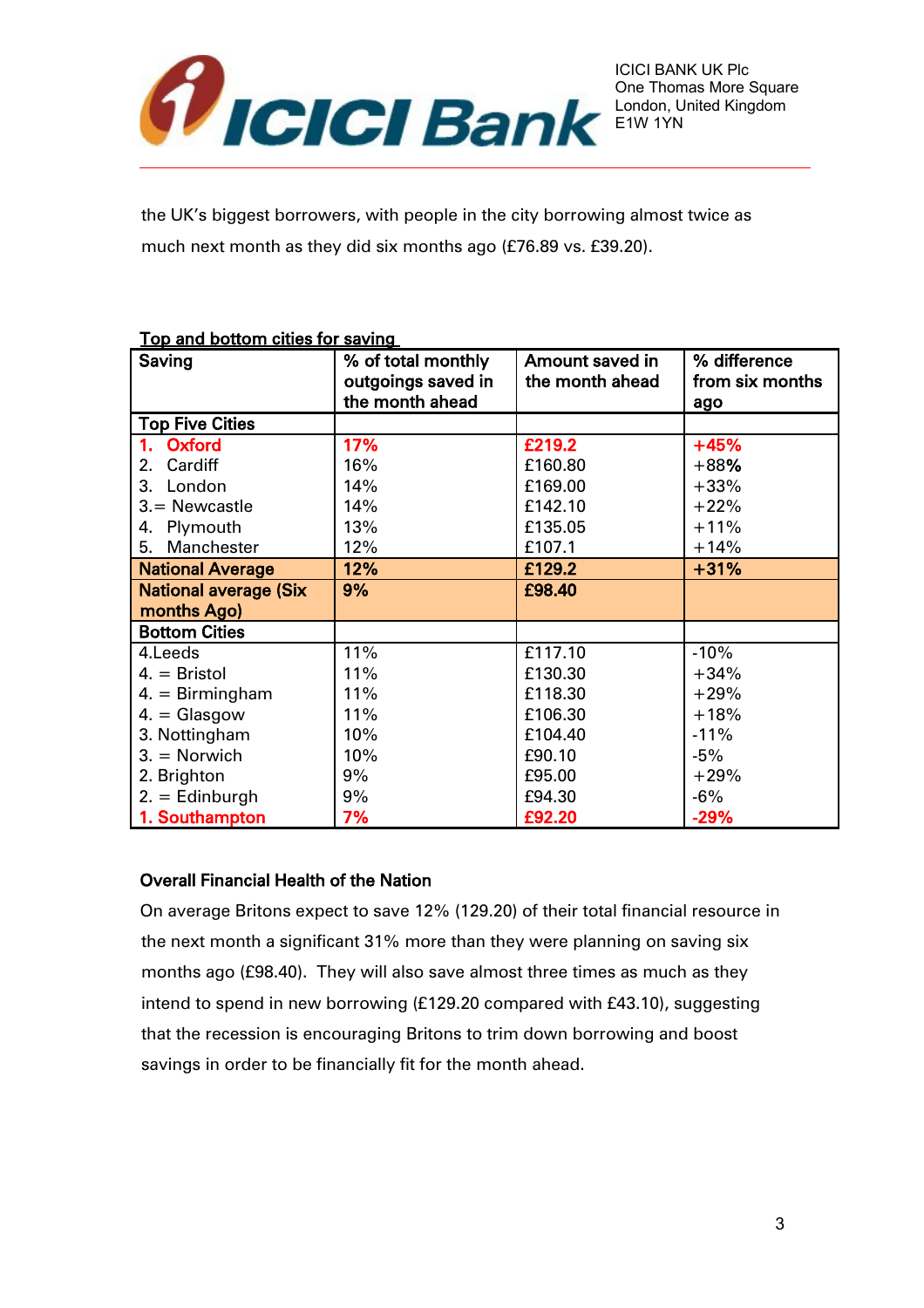the UK's biggest borrowers, with people in the city borrowing almost twice as much next month as they did six months ago (£76.89 vs. £39.20).

**Top and bottom cities for saving**

| Saving | % of total monthly outgoings saved in the month ahead | Amount saved in the month ahead | % difference from six months ago |
|---|---|---|---|
| **Top Five Cities** | | | |
| **1. Oxford** | **17%** | **£219.2** | **+45%** |
| 2. Cardiff | 16% | £160.80 | +88% |
| 3. London | 14% | £169.00 | +33% |
| 3.= Newcastle | 14% | £142.10 | +22% |
| 4. Plymouth | 13% | £135.05 | +11% |
| 5. Manchester | 12% | £107.1 | +14% |
| **National Average** | **12%** | **£129.2** | **+31%** |
| **National average (Six months Ago)** | **9%** | **£98.40** | |
| **Bottom Cities** | | | |
| 4.Leeds | 11% | £117.10 | -10% |
| 4. = Bristol | 11% | £130.30 | +34% |
| 4. = Birmingham | 11% | £118.30 | +29% |
| 4. = Glasgow | 11% | £106.30 | +18% |
| 3. Nottingham | 10% | £104.40 | -11% |
| 3. = Norwich | 10% | £90.10 | -5% |
| 2. Brighton | 9% | £95.00 | +29% |
| 2. = Edinburgh | 9% | £94.30 | -6% |
| **1. Southampton** | **7%** | **£92.20** | **-29%** |

**Overall Financial Health of the Nation**

On average Britons expect to save 12% (129.20) of their total financial resource in the next month a significant 31% more than they were planning on saving six months ago (£98.40). They will also save almost three times as much as they intend to spend in new borrowing (£129.20 compared with £43.10), suggesting that the recession is encouraging Britons to trim down borrowing and boost savings in order to be financially fit for the month ahead.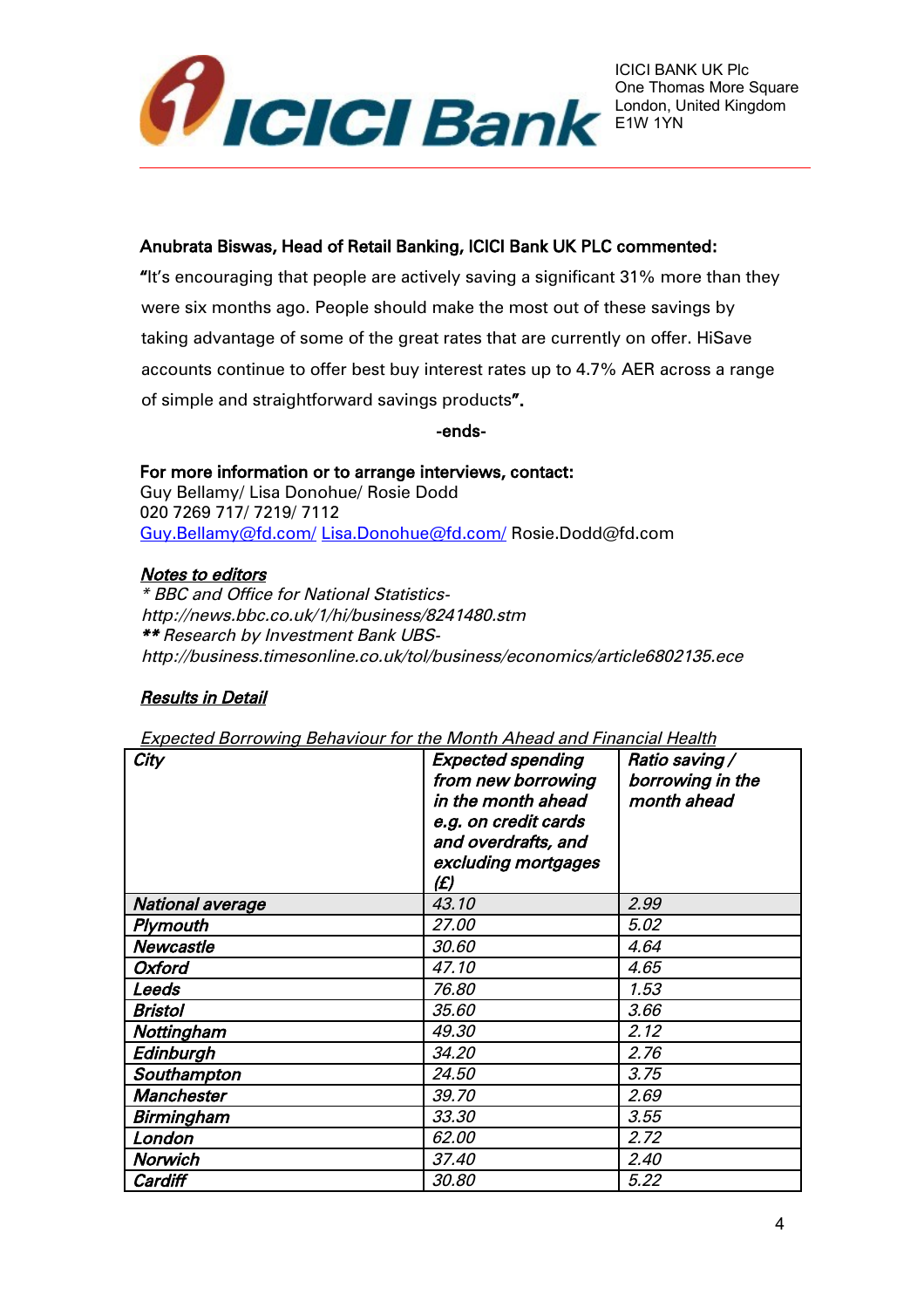**Anubrata Biswas, Head of Retail Banking, ICICI Bank UK PLC commented:**

**"**It's encouraging that people are actively saving a significant 31% more than they were six months ago. People should make the most out of these savings by taking advantage of some of the great rates that are currently on offer. HiSave accounts continue to offer best buy interest rates up to 4.7% AER across a range of simple and straightforward savings products**".**

-ends-

**For more information or to arrange interviews, contact:**
Guy Bellamy/ Lisa Donohue/ Rosie Dodd
020 7269 717/ 7219/ 7112
Guy.Bellamy@fd.com/ Lisa.Donohue@fd.com/ Rosie.Dodd@fd.com

***Notes to editors***

*\* BBC and Office for National Statistics- http://news.bbc.co.uk/1/hi/business/8241480.stm*
***\**** *Research by Investment Bank UBS- http://business.timesonline.co.uk/tol/business/economics/article6802135.ece*

***Results in Detail***

*Expected Borrowing Behaviour for the Month Ahead and Financial Health*

| ***City*** | ***Expected spending from new borrowing in the month ahead e.g. on credit cards and overdrafts, and excluding mortgages (£)*** | ***Ratio saving / borrowing in the month ahead*** |
|---|---|---|
| ***National average*** | *43.10* | *2.99* |
| ***Plymouth*** | *27.00* | *5.02* |
| ***Newcastle*** | *30.60* | *4.64* |
| ***Oxford*** | *47.10* | *4.65* |
| ***Leeds*** | *76.80* | *1.53* |
| ***Bristol*** | *35.60* | *3.66* |
| ***Nottingham*** | *49.30* | *2.12* |
| ***Edinburgh*** | *34.20* | *2.76* |
| ***Southampton*** | *24.50* | *3.75* |
| ***Manchester*** | *39.70* | *2.69* |
| ***Birmingham*** | *33.30* | *3.55* |
| ***London*** | *62.00* | *2.72* |
| ***Norwich*** | *37.40* | *2.40* |
| ***Cardiff*** | *30.80* | *5.22* |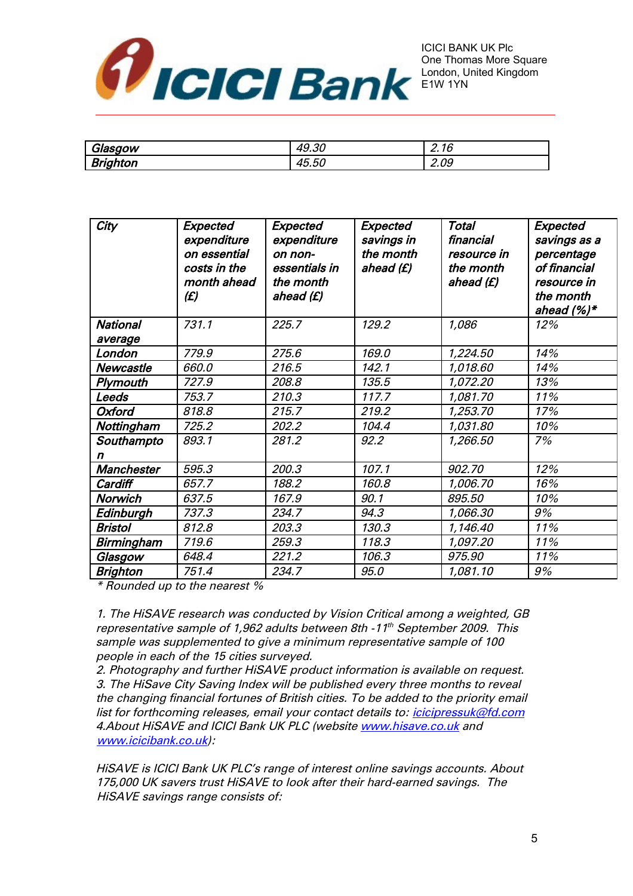| Glasgow | 49.30 | 2.16 |
|---|---|---|
| Brighton | 45.50 | 2.09 |

| City | Expected expenditure on essential costs in the month ahead (£) | Expected expenditure on non-essentials in the month ahead (£) | Expected savings in the month ahead (£) | Total financial resource in the month ahead (£) | Expected savings as a percentage of financial resource in the month ahead (%)* |
|---|---|---|---|---|---|
| National average | 731.1 | 225.7 | 129.2 | 1,086 | 12% |
| London | 779.9 | 275.6 | 169.0 | 1,224.50 | 14% |
| Newcastle | 660.0 | 216.5 | 142.1 | 1,018.60 | 14% |
| Plymouth | 727.9 | 208.8 | 135.5 | 1,072.20 | 13% |
| Leeds | 753.7 | 210.3 | 117.7 | 1,081.70 | 11% |
| Oxford | 818.8 | 215.7 | 219.2 | 1,253.70 | 17% |
| Nottingham | 725.2 | 202.2 | 104.4 | 1,031.80 | 10% |
| Southampton | 893.1 | 281.2 | 92.2 | 1,266.50 | 7% |
| Manchester | 595.3 | 200.3 | 107.1 | 902.70 | 12% |
| Cardiff | 657.7 | 188.2 | 160.8 | 1,006.70 | 16% |
| Norwich | 637.5 | 167.9 | 90.1 | 895.50 | 10% |
| Edinburgh | 737.3 | 234.7 | 94.3 | 1,066.30 | 9% |
| Bristol | 812.8 | 203.3 | 130.3 | 1,146.40 | 11% |
| Birmingham | 719.6 | 259.3 | 118.3 | 1,097.20 | 11% |
| Glasgow | 648.4 | 221.2 | 106.3 | 975.90 | 11% |
| Brighton | 751.4 | 234.7 | 95.0 | 1,081.10 | 9% |

*\* Rounded up to the nearest %*

*1. The HiSAVE research was conducted by Vision Critical among a weighted, GB representative sample of 1,962 adults between 8th -11th September 2009. This sample was supplemented to give a minimum representative sample of 100 people in each of the 15 cities surveyed.*
*2. Photography and further HiSAVE product information is available on request.*
*3. The HiSave City Saving Index will be published every three months to reveal the changing financial fortunes of British cities. To be added to the priority email list for forthcoming releases, email your contact details to: icicipressuk@fd.com*
*4.About HiSAVE and ICICI Bank UK PLC (website www.hisave.co.uk and www.icicibank.co.uk):*

*HiSAVE is ICICI Bank UK PLC's range of interest online savings accounts. About 175,000 UK savers trust HiSAVE to look after their hard-earned savings. The HiSAVE savings range consists of:*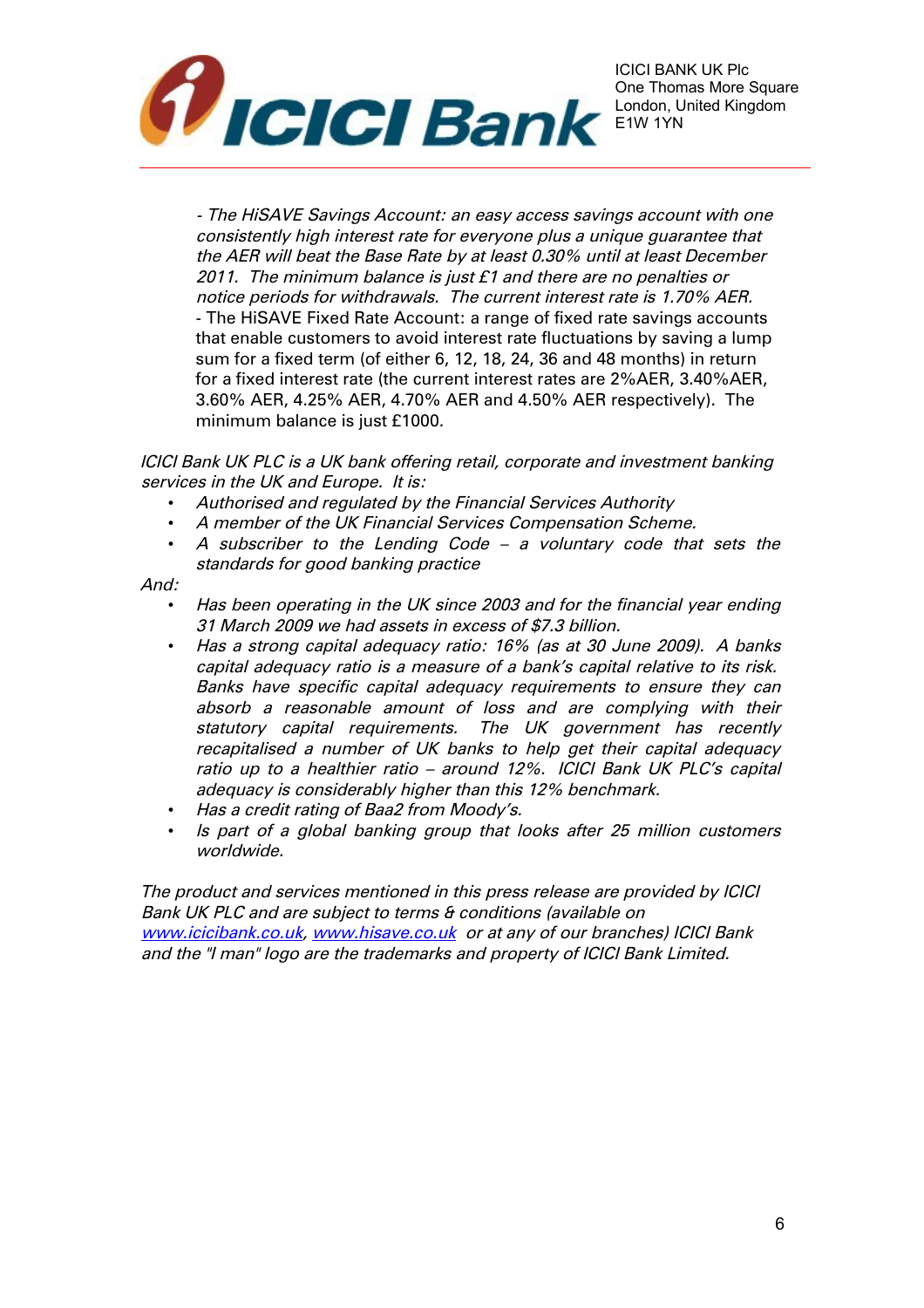ICICI BANK UK Plc
One Thomas More Square
London, United Kingdom
E1W 1YN

*- The HiSAVE Savings Account: an easy access savings account with one consistently high interest rate for everyone plus a unique guarantee that the AER will beat the Base Rate by at least 0.30% until at least December 2011. The minimum balance is just £1 and there are no penalties or notice periods for withdrawals. The current interest rate is 1.70% AER.*
- The HiSAVE Fixed Rate Account: a range of fixed rate savings accounts that enable customers to avoid interest rate fluctuations by saving a lump sum for a fixed term (of either 6, 12, 18, 24, 36 and 48 months) in return for a fixed interest rate (the current interest rates are 2%AER, 3.40%AER, 3.60% AER, 4.25% AER, 4.70% AER and 4.50% AER respectively). The minimum balance is just £1000.

*ICICI Bank UK PLC is a UK bank offering retail, corporate and investment banking services in the UK and Europe. It is:*

- *Authorised and regulated by the Financial Services Authority*
- *A member of the UK Financial Services Compensation Scheme.*
- *A subscriber to the Lending Code – a voluntary code that sets the standards for good banking practice*

*And:*

- *Has been operating in the UK since 2003 and for the financial year ending 31 March 2009 we had assets in excess of $7.3 billion.*
- *Has a strong capital adequacy ratio: 16% (as at 30 June 2009). A banks capital adequacy ratio is a measure of a bank's capital relative to its risk. Banks have specific capital adequacy requirements to ensure they can absorb a reasonable amount of loss and are complying with their statutory capital requirements. The UK government has recently recapitalised a number of UK banks to help get their capital adequacy ratio up to a healthier ratio – around 12%. ICICI Bank UK PLC's capital adequacy is considerably higher than this 12% benchmark.*
- *Has a credit rating of Baa2 from Moody's.*
- *Is part of a global banking group that looks after 25 million customers worldwide.*

*The product and services mentioned in this press release are provided by ICICI Bank UK PLC and are subject to terms & conditions (available on [www.icicibank.co.uk](http://www.icicibank.co.uk), [www.hisave.co.uk](http://www.hisave.co.uk) or at any of our branches) ICICI Bank and the "I man" logo are the trademarks and property of ICICI Bank Limited.*